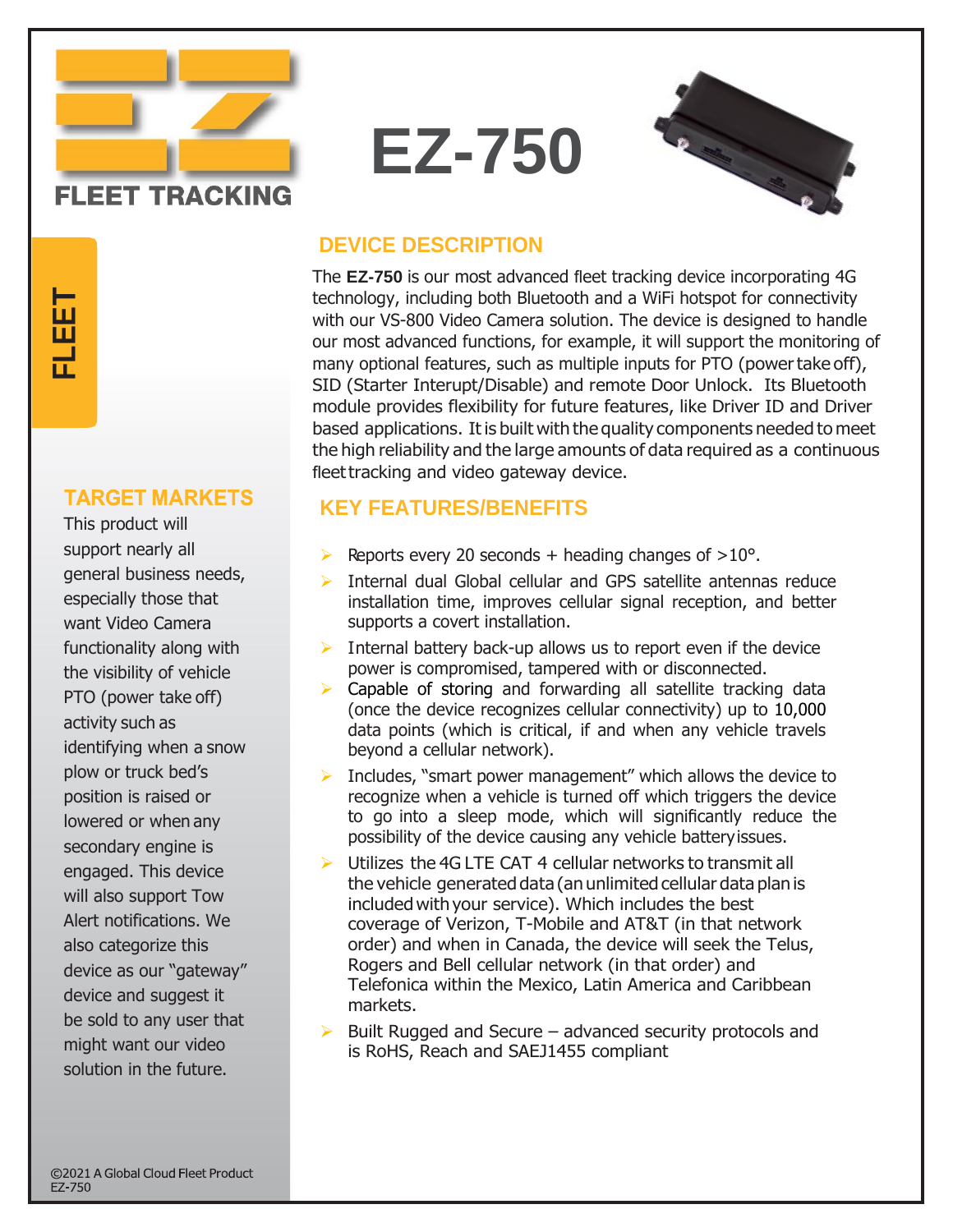FLEET TRACKING

# EZ-750

FLEET

## TARGET MARKETS

This product will support nearly all general business needs, especially those that want Video Camera functionality along with the visibility of vehicle PTO (power take off) activity such as identifying when a snow plow or truck bed's position is raised or lowered or when any secondary engine is engaged. This device will also support Tow Alert notifications. We also categorize this device as our "gateway" device and suggest it be sold to any user that might want our video solution in the future.

## DEVICE DESCRIPTION

The **EZ-750** is our most advanced fleet tracking device incorporating 4G technology, including both Bluetooth and a WiFi hotspot for connectivity with our VS-800 Video Camera solution. The device is designed to handle our most advanced functions, for example, it will support the monitoring of many optional features, such as multiple inputs for PTO (power take off), SID (Starter Interupt/Disable) and remote Door Unlock. Its Bluetooth module provides flexibility for future features, like Driver ID and Driver based applications. It is built with the quality components needed to meet the high reliability and the large amounts of data required as a continuous fleet tracking and video gateway device.

## KEY FEATURES/BENEFITS

- Reports every 20 seconds + heading changes of >10°.
- Internal dual Global cellular and GPS satellite antennas reduce installation time, improves cellular signal reception, and better supports a covert installation.
- Internal battery back-up allows us to report even if the device power is compromised, tampered with or disconnected.
- Capable of storing and forwarding all satellite tracking data (once the device recognizes cellular connectivity) up to 10,000 data points (which is critical, if and when any vehicle travels beyond a cellular network).
- Includes, "smart power management" which allows the device to recognize when a vehicle is turned off which triggers the device to go into a sleep mode, which will significantly reduce the possibility of the device causing any vehicle battery issues.
- Utilizes the 4G LTE CAT 4 cellular networks to transmit all the vehicle generated data (an unlimited cellular data plan is included with your service). Which includes the best coverage of Verizon, T-Mobile and AT&T (in that network order) and when in Canada, the device will seek the Telus, Rogers and Bell cellular network (in that order) and Telefonica within the Mexico, Latin America and Caribbean markets.
- Built Rugged and Secure – advanced security protocols and is RoHS, Reach and SAEJ1455 compliant

©2021 A Global Cloud Fleet Product
EZ-750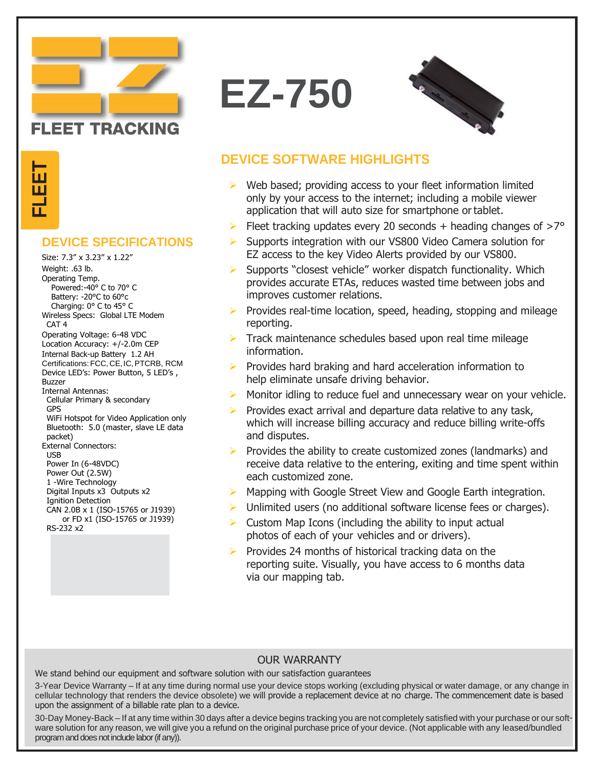FLEET TRACKING

# EZ-750

FLEET

## DEVICE SPECIFICATIONS

Size: 7.3" x 3.23" x 1.22"
Weight: .63 lb.
Operating Temp.
  Powered:-40° C to 70° C
  Battery: -20°C to 60°c
  Charging: 0° C to 45° C
Wireless Specs: Global LTE Modem
  CAT 4
Operating Voltage: 6-48 VDC
Location Accuracy: +/-2.0m CEP
Internal Back-up Battery 1.2 AH
Certifications: FCC, CE, IC, PTCRB, RCM
Device LED's: Power Button, 5 LED's , Buzzer
Internal Antennas:
  Cellular Primary & secondary
  GPS
  WiFi Hotspot for Video Application only
  Bluetooth: 5.0 (master, slave LE data packet)
External Connectors:
  USB
  Power In (6-48VDC)
  Power Out (2.5W)
  1 -Wire Technology
  Digital Inputs x3 Outputs x2
  Ignition Detection
  CAN 2.0B x 1 (ISO-15765 or J1939)
    or FD x1 (ISO-15765 or J1939)
  RS-232 x2

## DEVICE SOFTWARE HIGHLIGHTS

- Web based; providing access to your fleet information limited only by your access to the internet; including a mobile viewer application that will auto size for smartphone or tablet.
- Fleet tracking updates every 20 seconds + heading changes of >7°
- Supports integration with our VS800 Video Camera solution for EZ access to the key Video Alerts provided by our VS800.
- Supports "closest vehicle" worker dispatch functionality. Which provides accurate ETAs, reduces wasted time between jobs and improves customer relations.
- Provides real-time location, speed, heading, stopping and mileage reporting.
- Track maintenance schedules based upon real time mileage information.
- Provides hard braking and hard acceleration information to help eliminate unsafe driving behavior.
- Monitor idling to reduce fuel and unnecessary wear on your vehicle.
- Provides exact arrival and departure data relative to any task, which will increase billing accuracy and reduce billing write-offs and disputes.
- Provides the ability to create customized zones (landmarks) and receive data relative to the entering, exiting and time spent within each customized zone.
- Mapping with Google Street View and Google Earth integration.
- Unlimited users (no additional software license fees or charges).
- Custom Map Icons (including the ability to input actual photos of each of your vehicles and or drivers).
- Provides 24 months of historical tracking data on the reporting suite. Visually, you have access to 6 months data via our mapping tab.

## OUR WARRANTY

We stand behind our equipment and software solution with our satisfaction guarantees

3-Year Device Warranty – If at any time during normal use your device stops working (excluding physical or water damage, or any change in cellular technology that renders the device obsolete) we will provide a replacement device at no charge. The commencement date is based upon the assignment of a billable rate plan to a device.

30-Day Money-Back – If at any time within 30 days after a device begins tracking you are not completely satisfied with your purchase or our software solution for any reason, we will give you a refund on the original purchase price of your device. (Not applicable with any leased/bundled program and does not include labor (if any)).